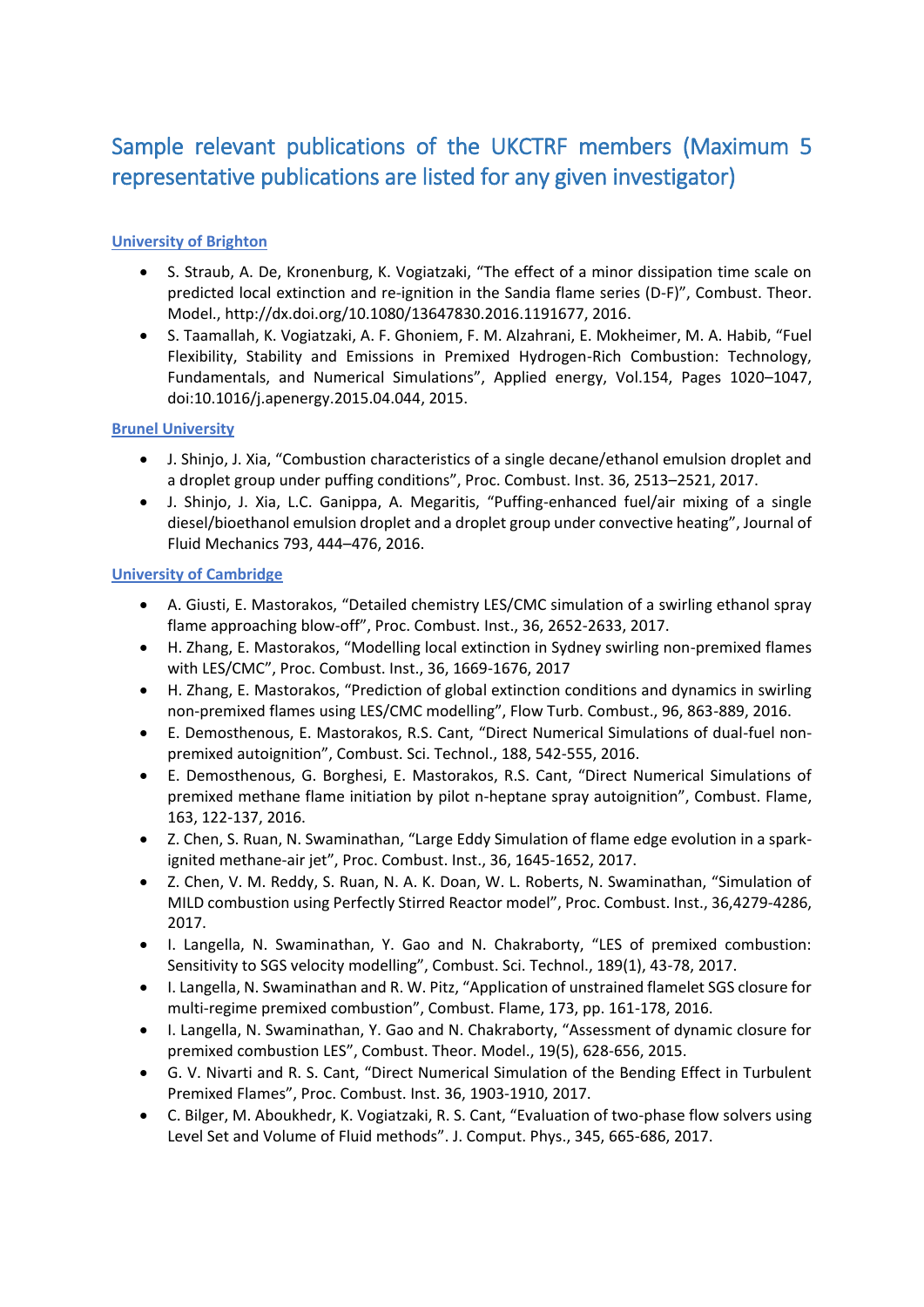# Sample relevant publications of the UKCTRF members (Maximum 5 representative publications are listed for any given investigator)

## University of Brighton

- S. Straub, A. De, Kronenburg, K. Vogiatzaki, "The effect of a minor dissipation time scale on predicted local extinction and re-ignition in the Sandia flame series (D-F)", Combust. Theor. Model., http://dx.doi.org/10.1080/13647830.2016.1191677, 2016.
- S. Taamallah, K. Vogiatzaki, A. F. Ghoniem, F. M. Alzahrani, E. Mokheimer, M. A. Habib, "Fuel Flexibility, Stability and Emissions in Premixed Hydrogen-Rich Combustion: Technology, Fundamentals, and Numerical Simulations", Applied energy, Vol.154, Pages 1020–1047, doi:10.1016/j.apenergy.2015.04.044, 2015.

## Brunel University

- J. Shinjo, J. Xia, "Combustion characteristics of a single decane/ethanol emulsion droplet and a droplet group under puffing conditions", Proc. Combust. Inst. 36, 2513–2521, 2017.
- J. Shinjo, J. Xia, L.C. Ganippa, A. Megaritis, "Puffing-enhanced fuel/air mixing of a single diesel/bioethanol emulsion droplet and a droplet group under convective heating", Journal of Fluid Mechanics 793, 444–476, 2016.

## University of Cambridge

- A. Giusti, E. Mastorakos, "Detailed chemistry LES/CMC simulation of a swirling ethanol spray flame approaching blow-off", Proc. Combust. Inst., 36, 2652-2633, 2017.
- H. Zhang, E. Mastorakos, "Modelling local extinction in Sydney swirling non-premixed flames with LES/CMC", Proc. Combust. Inst., 36, 1669-1676, 2017
- H. Zhang, E. Mastorakos, "Prediction of global extinction conditions and dynamics in swirling non-premixed flames using LES/CMC modelling", Flow Turb. Combust., 96, 863-889, 2016.
- E. Demosthenous, E. Mastorakos, R.S. Cant, "Direct Numerical Simulations of dual-fuel non-premixed autoignition", Combust. Sci. Technol., 188, 542-555, 2016.
- E. Demosthenous, G. Borghesi, E. Mastorakos, R.S. Cant, "Direct Numerical Simulations of premixed methane flame initiation by pilot n-heptane spray autoignition", Combust. Flame, 163, 122-137, 2016.
- Z. Chen, S. Ruan, N. Swaminathan, "Large Eddy Simulation of flame edge evolution in a spark-ignited methane-air jet", Proc. Combust. Inst., 36, 1645-1652, 2017.
- Z. Chen, V. M. Reddy, S. Ruan, N. A. K. Doan, W. L. Roberts, N. Swaminathan, "Simulation of MILD combustion using Perfectly Stirred Reactor model", Proc. Combust. Inst., 36,4279-4286, 2017.
- I. Langella, N. Swaminathan, Y. Gao and N. Chakraborty, "LES of premixed combustion: Sensitivity to SGS velocity modelling", Combust. Sci. Technol., 189(1), 43-78, 2017.
- I. Langella, N. Swaminathan and R. W. Pitz, "Application of unstrained flamelet SGS closure for multi-regime premixed combustion", Combust. Flame, 173, pp. 161-178, 2016.
- I. Langella, N. Swaminathan, Y. Gao and N. Chakraborty, "Assessment of dynamic closure for premixed combustion LES", Combust. Theor. Model., 19(5), 628-656, 2015.
- G. V. Nivarti and R. S. Cant, "Direct Numerical Simulation of the Bending Effect in Turbulent Premixed Flames", Proc. Combust. Inst. 36, 1903-1910, 2017.
- C. Bilger, M. Aboukhedr, K. Vogiatzaki, R. S. Cant, "Evaluation of two-phase flow solvers using Level Set and Volume of Fluid methods". J. Comput. Phys., 345, 665-686, 2017.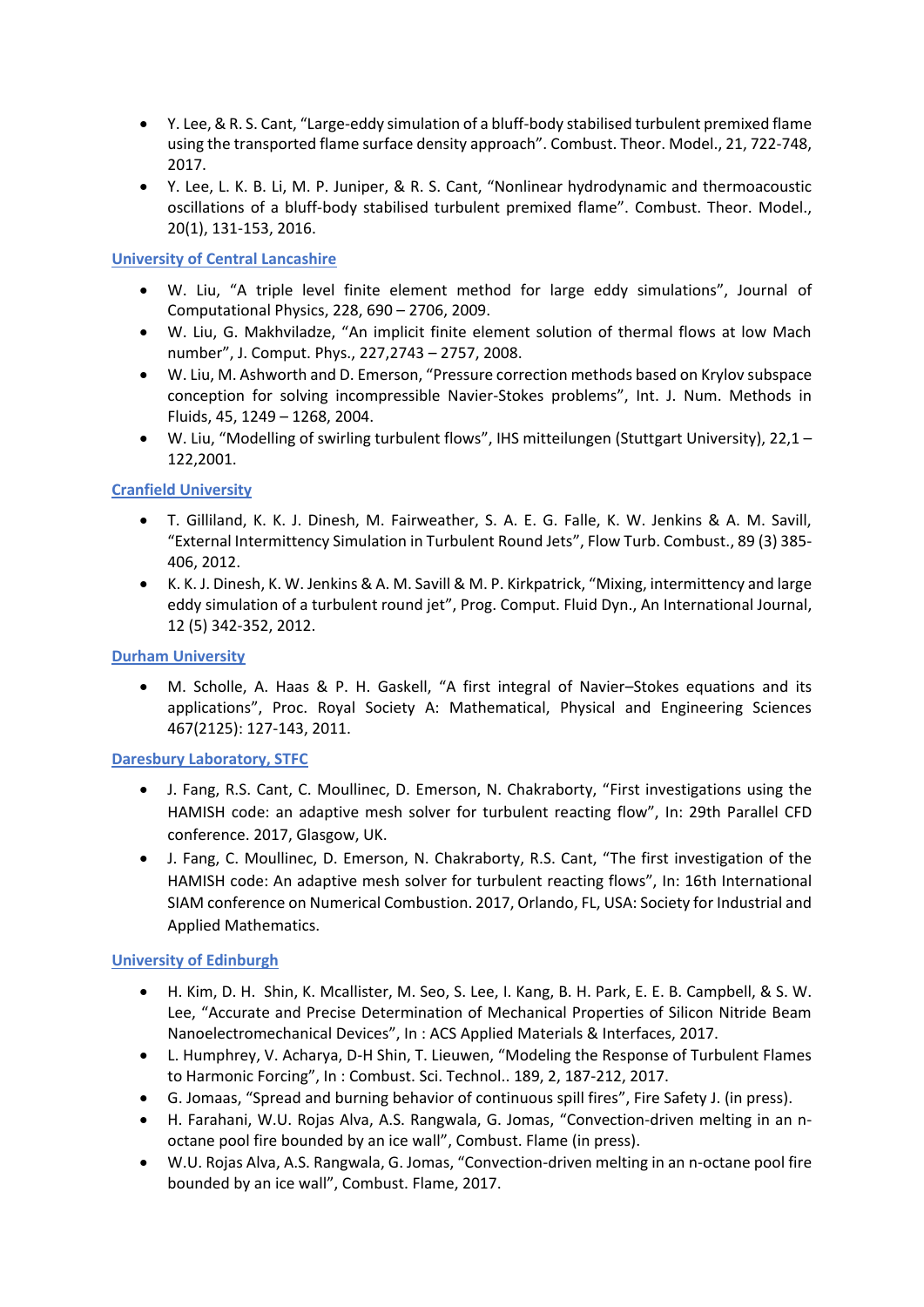- Y. Lee, & R. S. Cant, "Large-eddy simulation of a bluff-body stabilised turbulent premixed flame using the transported flame surface density approach". Combust. Theor. Model., 21, 722-748, 2017.
- Y. Lee, L. K. B. Li, M. P. Juniper, & R. S. Cant, "Nonlinear hydrodynamic and thermoacoustic oscillations of a bluff-body stabilised turbulent premixed flame". Combust. Theor. Model., 20(1), 131-153, 2016.

[University of Central Lancashire]

- W. Liu, "A triple level finite element method for large eddy simulations", Journal of Computational Physics, 228, 690 – 2706, 2009.
- W. Liu, G. Makhviladze, "An implicit finite element solution of thermal flows at low Mach number", J. Comput. Phys., 227,2743 – 2757, 2008.
- W. Liu, M. Ashworth and D. Emerson, "Pressure correction methods based on Krylov subspace conception for solving incompressible Navier-Stokes problems", Int. J. Num. Methods in Fluids, 45, 1249 – 1268, 2004.
- W. Liu, "Modelling of swirling turbulent flows", IHS mitteilungen (Stuttgart University), 22,1 – 122,2001.

[Cranfield University]

- T. Gilliland, K. K. J. Dinesh, M. Fairweather, S. A. E. G. Falle, K. W. Jenkins & A. M. Savill, "External Intermittency Simulation in Turbulent Round Jets", Flow Turb. Combust., 89 (3) 385-406, 2012.
- K. K. J. Dinesh, K. W. Jenkins & A. M. Savill & M. P. Kirkpatrick, "Mixing, intermittency and large eddy simulation of a turbulent round jet", Prog. Comput. Fluid Dyn., An International Journal, 12 (5) 342-352, 2012.

[Durham University]

- M. Scholle, A. Haas & P. H. Gaskell, "A first integral of Navier–Stokes equations and its applications", Proc. Royal Society A: Mathematical, Physical and Engineering Sciences 467(2125): 127-143, 2011.

[Daresbury Laboratory, STFC]

- J. Fang, R.S. Cant, C. Moullinec, D. Emerson, N. Chakraborty, "First investigations using the HAMISH code: an adaptive mesh solver for turbulent reacting flow", In: 29th Parallel CFD conference. 2017, Glasgow, UK.
- J. Fang, C. Moullinec, D. Emerson, N. Chakraborty, R.S. Cant, "The first investigation of the HAMISH code: An adaptive mesh solver for turbulent reacting flows", In: 16th International SIAM conference on Numerical Combustion. 2017, Orlando, FL, USA: Society for Industrial and Applied Mathematics.

[University of Edinburgh]

- H. Kim, D. H. Shin, K. Mcallister, M. Seo, S. Lee, I. Kang, B. H. Park, E. E. B. Campbell, & S. W. Lee, "Accurate and Precise Determination of Mechanical Properties of Silicon Nitride Beam Nanoelectromechanical Devices", In : ACS Applied Materials & Interfaces, 2017.
- L. Humphrey, V. Acharya, D-H Shin, T. Lieuwen, "Modeling the Response of Turbulent Flames to Harmonic Forcing", In : Combust. Sci. Technol.. 189, 2, 187-212, 2017.
- G. Jomaas, "Spread and burning behavior of continuous spill fires", Fire Safety J. (in press).
- H. Farahani, W.U. Rojas Alva, A.S. Rangwala, G. Jomas, "Convection-driven melting in an n-octane pool fire bounded by an ice wall", Combust. Flame (in press).
- W.U. Rojas Alva, A.S. Rangwala, G. Jomas, "Convection-driven melting in an n-octane pool fire bounded by an ice wall", Combust. Flame, 2017.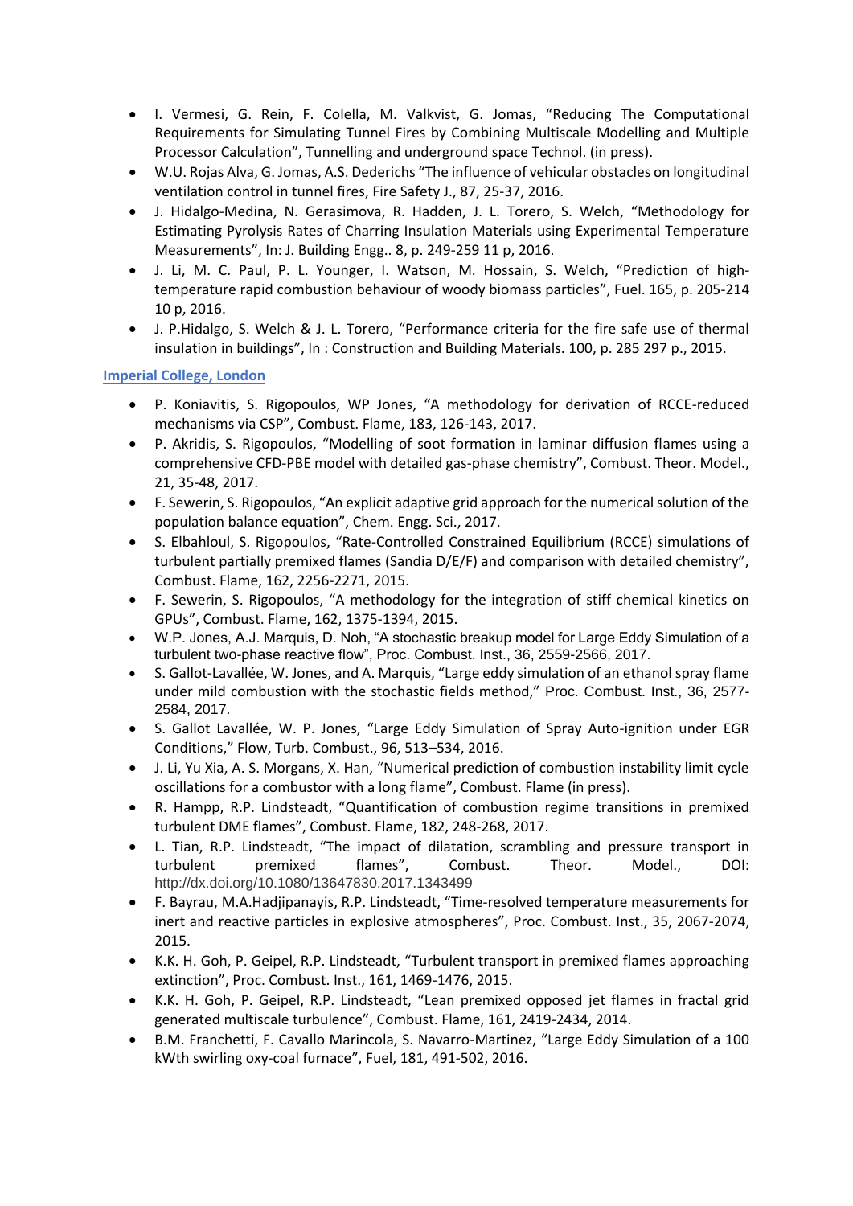- I. Vermesi, G. Rein, F. Colella, M. Valkvist, G. Jomas, "Reducing The Computational Requirements for Simulating Tunnel Fires by Combining Multiscale Modelling and Multiple Processor Calculation", Tunnelling and underground space Technol. (in press).
- W.U. Rojas Alva, G. Jomas, A.S. Dederichs "The influence of vehicular obstacles on longitudinal ventilation control in tunnel fires, Fire Safety J., 87, 25-37, 2016.
- J. Hidalgo-Medina, N. Gerasimova, R. Hadden, J. L. Torero, S. Welch, "Methodology for Estimating Pyrolysis Rates of Charring Insulation Materials using Experimental Temperature Measurements", In: J. Building Engg.. 8, p. 249-259 11 p, 2016.
- J. Li, M. C. Paul, P. L. Younger, I. Watson, M. Hossain, S. Welch, "Prediction of high-temperature rapid combustion behaviour of woody biomass particles", Fuel. 165, p. 205-214 10 p, 2016.
- J. P.Hidalgo, S. Welch & J. L. Torero, "Performance criteria for the fire safe use of thermal insulation in buildings", In : Construction and Building Materials. 100, p. 285 297 p., 2015.

**Imperial College, London**

- P. Koniavitis, S. Rigopoulos, WP Jones, "A methodology for derivation of RCCE-reduced mechanisms via CSP", Combust. Flame, 183, 126-143, 2017.
- P. Akridis, S. Rigopoulos, "Modelling of soot formation in laminar diffusion flames using a comprehensive CFD-PBE model with detailed gas-phase chemistry", Combust. Theor. Model., 21, 35-48, 2017.
- F. Sewerin, S. Rigopoulos, "An explicit adaptive grid approach for the numerical solution of the population balance equation", Chem. Engg. Sci., 2017.
- S. Elbahloul, S. Rigopoulos, "Rate-Controlled Constrained Equilibrium (RCCE) simulations of turbulent partially premixed flames (Sandia D/E/F) and comparison with detailed chemistry", Combust. Flame, 162, 2256-2271, 2015.
- F. Sewerin, S. Rigopoulos, "A methodology for the integration of stiff chemical kinetics on GPUs", Combust. Flame, 162, 1375-1394, 2015.
- W.P. Jones, A.J. Marquis, D. Noh, "A stochastic breakup model for Large Eddy Simulation of a turbulent two-phase reactive flow", Proc. Combust. Inst., 36, 2559-2566, 2017.
- S. Gallot-Lavallée, W. Jones, and A. Marquis, "Large eddy simulation of an ethanol spray flame under mild combustion with the stochastic fields method," Proc. Combust. Inst., 36, 2577-2584, 2017.
- S. Gallot Lavallée, W. P. Jones, "Large Eddy Simulation of Spray Auto-ignition under EGR Conditions," Flow, Turb. Combust., 96, 513–534, 2016.
- J. Li, Yu Xia, A. S. Morgans, X. Han, "Numerical prediction of combustion instability limit cycle oscillations for a combustor with a long flame", Combust. Flame (in press).
- R. Hampp, R.P. Lindsteadt, "Quantification of combustion regime transitions in premixed turbulent DME flames", Combust. Flame, 182, 248-268, 2017.
- L. Tian, R.P. Lindsteadt, "The impact of dilatation, scrambling and pressure transport in turbulent premixed flames", Combust. Theor. Model., DOI: http://dx.doi.org/10.1080/13647830.2017.1343499
- F. Bayrau, M.A.Hadjipanayis, R.P. Lindsteadt, "Time-resolved temperature measurements for inert and reactive particles in explosive atmospheres", Proc. Combust. Inst., 35, 2067-2074, 2015.
- K.K. H. Goh, P. Geipel, R.P. Lindsteadt, "Turbulent transport in premixed flames approaching extinction", Proc. Combust. Inst., 161, 1469-1476, 2015.
- K.K. H. Goh, P. Geipel, R.P. Lindsteadt, "Lean premixed opposed jet flames in fractal grid generated multiscale turbulence", Combust. Flame, 161, 2419-2434, 2014.
- B.M. Franchetti, F. Cavallo Marincola, S. Navarro-Martinez, "Large Eddy Simulation of a 100 kWth swirling oxy-coal furnace", Fuel, 181, 491-502, 2016.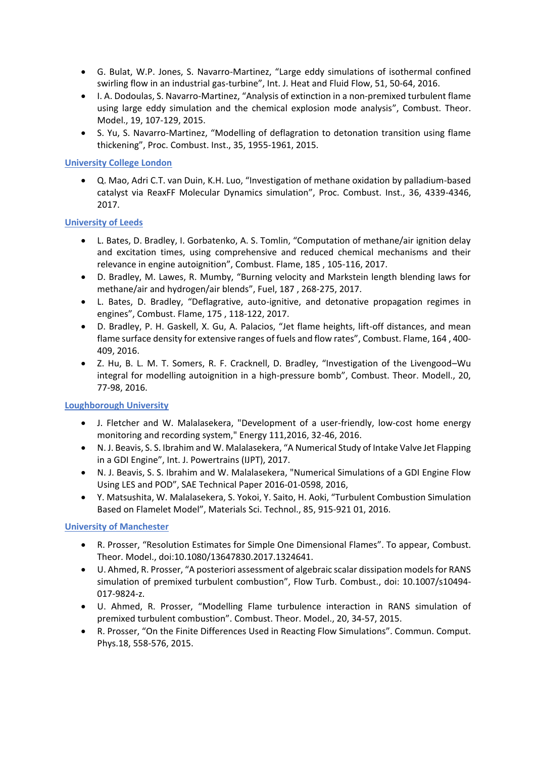- G. Bulat, W.P. Jones, S. Navarro-Martinez, "Large eddy simulations of isothermal confined swirling flow in an industrial gas-turbine", Int. J. Heat and Fluid Flow, 51, 50-64, 2016.
- I. A. Dodoulas, S. Navarro-Martinez, "Analysis of extinction in a non-premixed turbulent flame using large eddy simulation and the chemical explosion mode analysis", Combust. Theor. Model., 19, 107-129, 2015.
- S. Yu, S. Navarro-Martinez, "Modelling of deflagration to detonation transition using flame thickening", Proc. Combust. Inst., 35, 1955-1961, 2015.

University College London

- Q. Mao, Adri C.T. van Duin, K.H. Luo, "Investigation of methane oxidation by palladium-based catalyst via ReaxFF Molecular Dynamics simulation", Proc. Combust. Inst., 36, 4339-4346, 2017.

University of Leeds

- L. Bates, D. Bradley, I. Gorbatenko, A. S. Tomlin, "Computation of methane/air ignition delay and excitation times, using comprehensive and reduced chemical mechanisms and their relevance in engine autoignition", Combust. Flame, 185 , 105-116, 2017.
- D. Bradley, M. Lawes, R. Mumby, "Burning velocity and Markstein length blending laws for methane/air and hydrogen/air blends", Fuel, 187 , 268-275, 2017.
- L. Bates, D. Bradley, "Deflagrative, auto-ignitive, and detonative propagation regimes in engines", Combust. Flame, 175 , 118-122, 2017.
- D. Bradley, P. H. Gaskell, X. Gu, A. Palacios, "Jet flame heights, lift-off distances, and mean flame surface density for extensive ranges of fuels and flow rates", Combust. Flame, 164 , 400-409, 2016.
- Z. Hu, B. L. M. T. Somers, R. F. Cracknell, D. Bradley, "Investigation of the Livengood–Wu integral for modelling autoignition in a high-pressure bomb", Combust. Theor. Modell., 20, 77-98, 2016.

Loughborough University

- J. Fletcher and W. Malalasekera, "Development of a user-friendly, low-cost home energy monitoring and recording system," Energy 111,2016, 32-46, 2016.
- N. J. Beavis, S. S. Ibrahim and W. Malalasekera, "A Numerical Study of Intake Valve Jet Flapping in a GDI Engine", Int. J. Powertrains (IJPT), 2017.
- N. J. Beavis, S. S. Ibrahim and W. Malalasekera, "Numerical Simulations of a GDI Engine Flow Using LES and POD", SAE Technical Paper 2016-01-0598, 2016,
- Y. Matsushita, W. Malalasekera, S. Yokoi, Y. Saito, H. Aoki, "Turbulent Combustion Simulation Based on Flamelet Model", Materials Sci. Technol., 85, 915-921 01, 2016.

University of Manchester

- R. Prosser, "Resolution Estimates for Simple One Dimensional Flames". To appear, Combust. Theor. Model., doi:10.1080/13647830.2017.1324641.
- U. Ahmed, R. Prosser, "A posteriori assessment of algebraic scalar dissipation models for RANS simulation of premixed turbulent combustion", Flow Turb. Combust., doi: 10.1007/s10494-017-9824-z.
- U. Ahmed, R. Prosser, "Modelling Flame turbulence interaction in RANS simulation of premixed turbulent combustion". Combust. Theor. Model., 20, 34-57, 2015.
- R. Prosser, "On the Finite Differences Used in Reacting Flow Simulations". Commun. Comput. Phys.18, 558-576, 2015.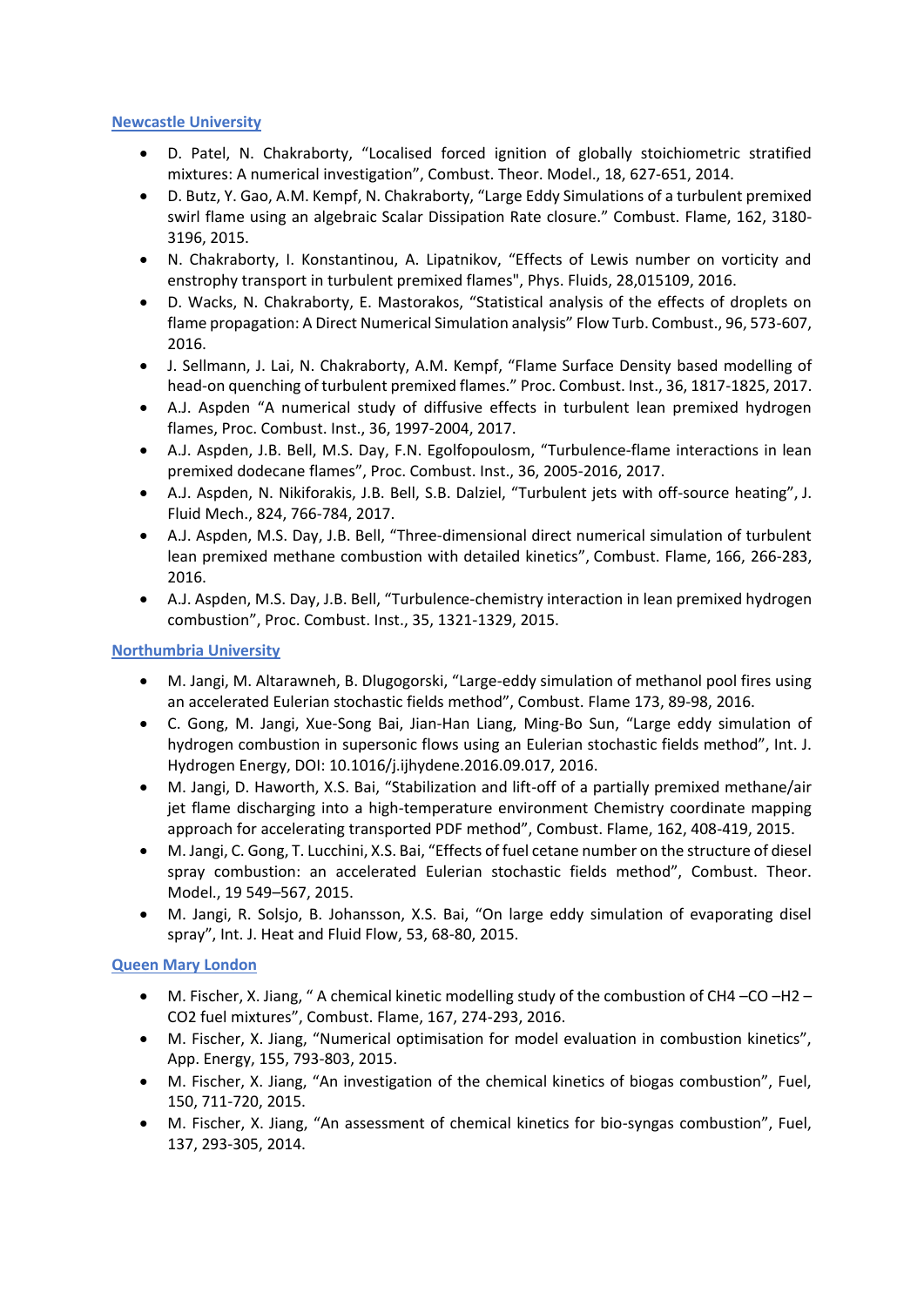[Newcastle University]

- D. Patel, N. Chakraborty, “Localised forced ignition of globally stoichiometric stratified mixtures: A numerical investigation”, Combust. Theor. Model., 18, 627-651, 2014.
- D. Butz, Y. Gao, A.M. Kempf, N. Chakraborty, “Large Eddy Simulations of a turbulent premixed swirl flame using an algebraic Scalar Dissipation Rate closure.” Combust. Flame, 162, 3180-3196, 2015.
- N. Chakraborty, I. Konstantinou, A. Lipatnikov, “Effects of Lewis number on vorticity and enstrophy transport in turbulent premixed flames", Phys. Fluids, 28,015109, 2016.
- D. Wacks, N. Chakraborty, E. Mastorakos, “Statistical analysis of the effects of droplets on flame propagation: A Direct Numerical Simulation analysis” Flow Turb. Combust., 96, 573-607, 2016.
- J. Sellmann, J. Lai, N. Chakraborty, A.M. Kempf, “Flame Surface Density based modelling of head-on quenching of turbulent premixed flames.” Proc. Combust. Inst., 36, 1817-1825, 2017.
- A.J. Aspden “A numerical study of diffusive effects in turbulent lean premixed hydrogen flames, Proc. Combust. Inst., 36, 1997-2004, 2017.
- A.J. Aspden, J.B. Bell, M.S. Day, F.N. Egolfopoulosm, “Turbulence-flame interactions in lean premixed dodecane flames”, Proc. Combust. Inst., 36, 2005-2016, 2017.
- A.J. Aspden, N. Nikiforakis, J.B. Bell, S.B. Dalziel, “Turbulent jets with off-source heating”, J. Fluid Mech., 824, 766-784, 2017.
- A.J. Aspden, M.S. Day, J.B. Bell, “Three-dimensional direct numerical simulation of turbulent lean premixed methane combustion with detailed kinetics”, Combust. Flame, 166, 266-283, 2016.
- A.J. Aspden, M.S. Day, J.B. Bell, “Turbulence-chemistry interaction in lean premixed hydrogen combustion”, Proc. Combust. Inst., 35, 1321-1329, 2015.

[Northumbria University]

- M. Jangi, M. Altarawneh, B. Dlugogorski, “Large-eddy simulation of methanol pool fires using an accelerated Eulerian stochastic fields method”, Combust. Flame 173, 89-98, 2016.
- C. Gong, M. Jangi, Xue-Song Bai, Jian-Han Liang, Ming-Bo Sun, “Large eddy simulation of hydrogen combustion in supersonic flows using an Eulerian stochastic fields method”, Int. J. Hydrogen Energy, DOI: 10.1016/j.ijhydene.2016.09.017, 2016.
- M. Jangi, D. Haworth, X.S. Bai, “Stabilization and lift-off of a partially premixed methane/air jet flame discharging into a high-temperature environment Chemistry coordinate mapping approach for accelerating transported PDF method”, Combust. Flame, 162, 408-419, 2015.
- M. Jangi, C. Gong, T. Lucchini, X.S. Bai, “Effects of fuel cetane number on the structure of diesel spray combustion: an accelerated Eulerian stochastic fields method”, Combust. Theor. Model., 19 549–567, 2015.
- M. Jangi, R. Solsjo, B. Johansson, X.S. Bai, “On large eddy simulation of evaporating disel spray”, Int. J. Heat and Fluid Flow, 53, 68-80, 2015.

[Queen Mary London]

- M. Fischer, X. Jiang, “ A chemical kinetic modelling study of the combustion of $CH_4$ –CO –$H_2$ –$CO_2$ fuel mixtures”, Combust. Flame, 167, 274-293, 2016.
- M. Fischer, X. Jiang, “Numerical optimisation for model evaluation in combustion kinetics”, App. Energy, 155, 793-803, 2015.
- M. Fischer, X. Jiang, “An investigation of the chemical kinetics of biogas combustion”, Fuel, 150, 711-720, 2015.
- M. Fischer, X. Jiang, “An assessment of chemical kinetics for bio-syngas combustion”, Fuel, 137, 293-305, 2014.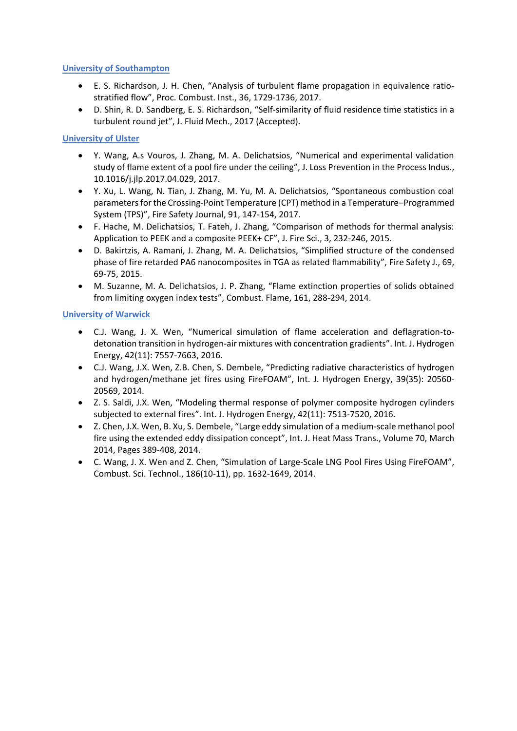[University of Southampton](#)

- E. S. Richardson, J. H. Chen, "Analysis of turbulent flame propagation in equivalence ratio-stratified flow", Proc. Combust. Inst., 36, 1729-1736, 2017.
- D. Shin, R. D. Sandberg, E. S. Richardson, "Self-similarity of fluid residence time statistics in a turbulent round jet", J. Fluid Mech., 2017 (Accepted).

[University of Ulster](#)

- Y. Wang, A.s Vouros, J. Zhang, M. A. Delichatsios, "Numerical and experimental validation study of flame extent of a pool fire under the ceiling", J. Loss Prevention in the Process Indus., 10.1016/j.jlp.2017.04.029, 2017.
- Y. Xu, L. Wang, N. Tian, J. Zhang, M. Yu, M. A. Delichatsios, "Spontaneous combustion coal parameters for the Crossing-Point Temperature (CPT) method in a Temperature–Programmed System (TPS)", Fire Safety Journal, 91, 147-154, 2017.
- F. Hache, M. Delichatsios, T. Fateh, J. Zhang, "Comparison of methods for thermal analysis: Application to PEEK and a composite PEEK+ CF", J. Fire Sci., 3, 232-246, 2015.
- D. Bakirtzis, A. Ramani, J. Zhang, M. A. Delichatsios, "Simplified structure of the condensed phase of fire retarded PA6 nanocomposites in TGA as related flammability", Fire Safety J., 69, 69-75, 2015.
- M. Suzanne, M. A. Delichatsios, J. P. Zhang, "Flame extinction properties of solids obtained from limiting oxygen index tests", Combust. Flame, 161, 288-294, 2014.

[University of Warwick](#)

- C.J. Wang, J. X. Wen, "Numerical simulation of flame acceleration and deflagration-to-detonation transition in hydrogen-air mixtures with concentration gradients". Int. J. Hydrogen Energy, 42(11): 7557-7663, 2016.
- C.J. Wang, J.X. Wen, Z.B. Chen, S. Dembele, "Predicting radiative characteristics of hydrogen and hydrogen/methane jet fires using FireFOAM", Int. J. Hydrogen Energy, 39(35): 20560-20569, 2014.
- Z. S. Saldi, J.X. Wen, "Modeling thermal response of polymer composite hydrogen cylinders subjected to external fires". Int. J. Hydrogen Energy, 42(11): 7513-7520, 2016.
- Z. Chen, J.X. Wen, B. Xu, S. Dembele, "Large eddy simulation of a medium-scale methanol pool fire using the extended eddy dissipation concept", Int. J. Heat Mass Trans., Volume 70, March 2014, Pages 389-408, 2014.
- C. Wang, J. X. Wen and Z. Chen, "Simulation of Large-Scale LNG Pool Fires Using FireFOAM", Combust. Sci. Technol., 186(10-11), pp. 1632-1649, 2014.